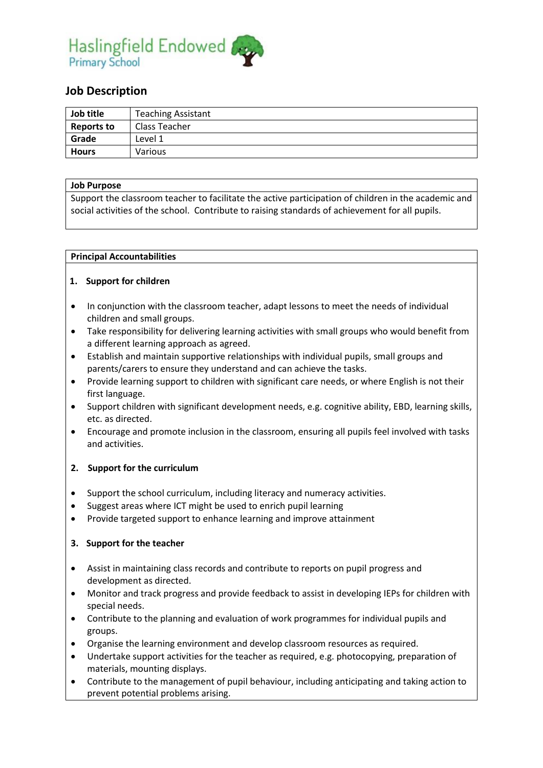Haslingfield Endowed
Primary School

## Job Description

| Job title | Teaching Assistant |
|---|---|
| **Reports to** | Class Teacher |
| **Grade** | Level 1 |
| **Hours** | Various |

**Job Purpose**

Support the classroom teacher to facilitate the active participation of children in the academic and social activities of the school. Contribute to raising standards of achievement for all pupils.

**Principal Accountabilities**

**1. Support for children**

- In conjunction with the classroom teacher, adapt lessons to meet the needs of individual children and small groups.
- Take responsibility for delivering learning activities with small groups who would benefit from a different learning approach as agreed.
- Establish and maintain supportive relationships with individual pupils, small groups and parents/carers to ensure they understand and can achieve the tasks.
- Provide learning support to children with significant care needs, or where English is not their first language.
- Support children with significant development needs, e.g. cognitive ability, EBD, learning skills, etc. as directed.
- Encourage and promote inclusion in the classroom, ensuring all pupils feel involved with tasks and activities.

**2. Support for the curriculum**

- Support the school curriculum, including literacy and numeracy activities.
- Suggest areas where ICT might be used to enrich pupil learning
- Provide targeted support to enhance learning and improve attainment

**3. Support for the teacher**

- Assist in maintaining class records and contribute to reports on pupil progress and development as directed.
- Monitor and track progress and provide feedback to assist in developing IEPs for children with special needs.
- Contribute to the planning and evaluation of work programmes for individual pupils and groups.
- Organise the learning environment and develop classroom resources as required.
- Undertake support activities for the teacher as required, e.g. photocopying, preparation of materials, mounting displays.
- Contribute to the management of pupil behaviour, including anticipating and taking action to prevent potential problems arising.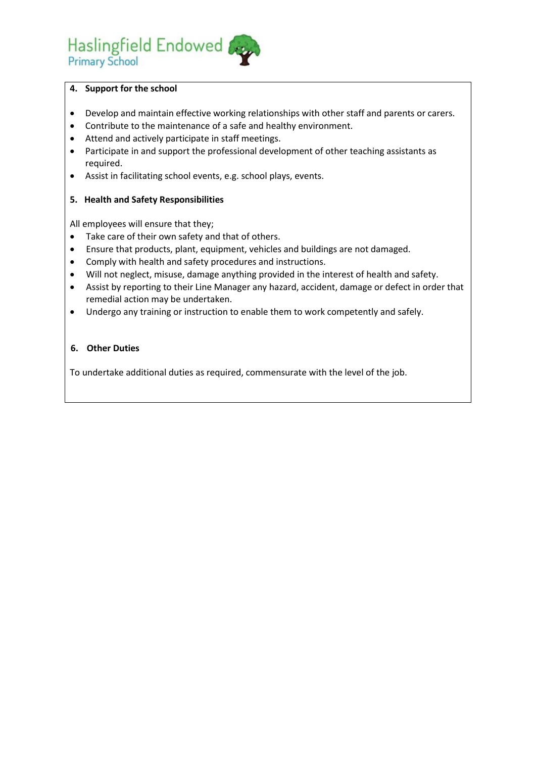#### 4. Support for the school

- Develop and maintain effective working relationships with other staff and parents or carers.
- Contribute to the maintenance of a safe and healthy environment.
- Attend and actively participate in staff meetings.
- Participate in and support the professional development of other teaching assistants as required.
- Assist in facilitating school events, e.g. school plays, events.

#### 5. Health and Safety Responsibilities

All employees will ensure that they;

- Take care of their own safety and that of others.
- Ensure that products, plant, equipment, vehicles and buildings are not damaged.
- Comply with health and safety procedures and instructions.
- Will not neglect, misuse, damage anything provided in the interest of health and safety.
- Assist by reporting to their Line Manager any hazard, accident, damage or defect in order that remedial action may be undertaken.
- Undergo any training or instruction to enable them to work competently and safely.

#### 6. Other Duties

To undertake additional duties as required, commensurate with the level of the job.